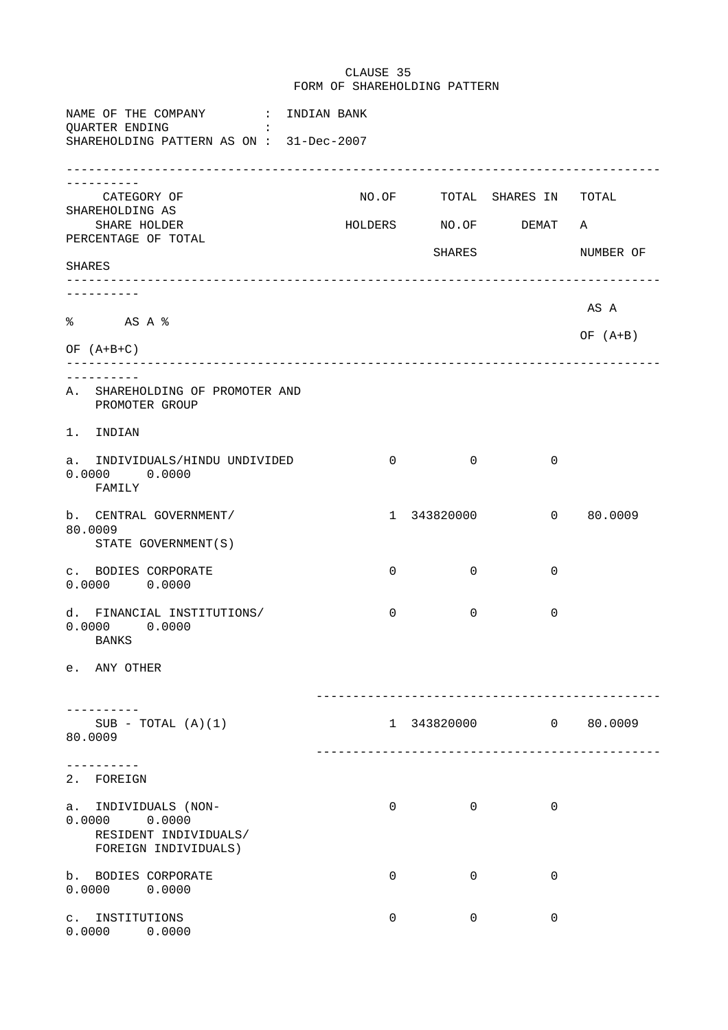CLAUSE 35
FORM OF SHAREHOLDING PATTERN

NAME OF THE COMPANY : INDIAN BANK
QUARTER ENDING :
SHAREHOLDING PATTERN AS ON : 31-Dec-2007

| CATEGORY OF SHARE HOLDER | NO.OF HOLDERS | TOTAL NO.OF SHARES | SHARES IN DEMAT | TOTAL SHAREHOLDING AS A PERCENTAGE OF TOTAL NUMBER OF SHARES | |
|---|---|---|---|---|---|
| | | | | AS A % OF (A+B) | AS A % OF (A+B+C) |
| A. SHAREHOLDING OF PROMOTER AND PROMOTER GROUP | | | | | |
| 1. INDIAN | | | | | |
| a. INDIVIDUALS/HINDU UNDIVIDED FAMILY | 0 | 0 | 0 | 0.0000 | 0.0000 |
| b. CENTRAL GOVERNMENT/ STATE GOVERNMENT(S) | 1 | 343820000 | 0 | 80.0009 | 80.0009 |
| c. BODIES CORPORATE | 0 | 0 | 0 | 0.0000 | 0.0000 |
| d. FINANCIAL INSTITUTIONS/ BANKS | 0 | 0 | 0 | 0.0000 | 0.0000 |
| e. ANY OTHER | | | | | |
| SUB - TOTAL (A)(1) | 1 | 343820000 | 0 | 80.0009 | 80.0009 |
| 2. FOREIGN | | | | | |
| a. INDIVIDUALS (NON-RESIDENT INDIVIDUALS/ FOREIGN INDIVIDUALS) | 0 | 0 | 0 | 0.0000 | 0.0000 |
| b. BODIES CORPORATE | 0 | 0 | 0 | 0.0000 | 0.0000 |
| c. INSTITUTIONS | 0 | 0 | 0 | 0.0000 | 0.0000 |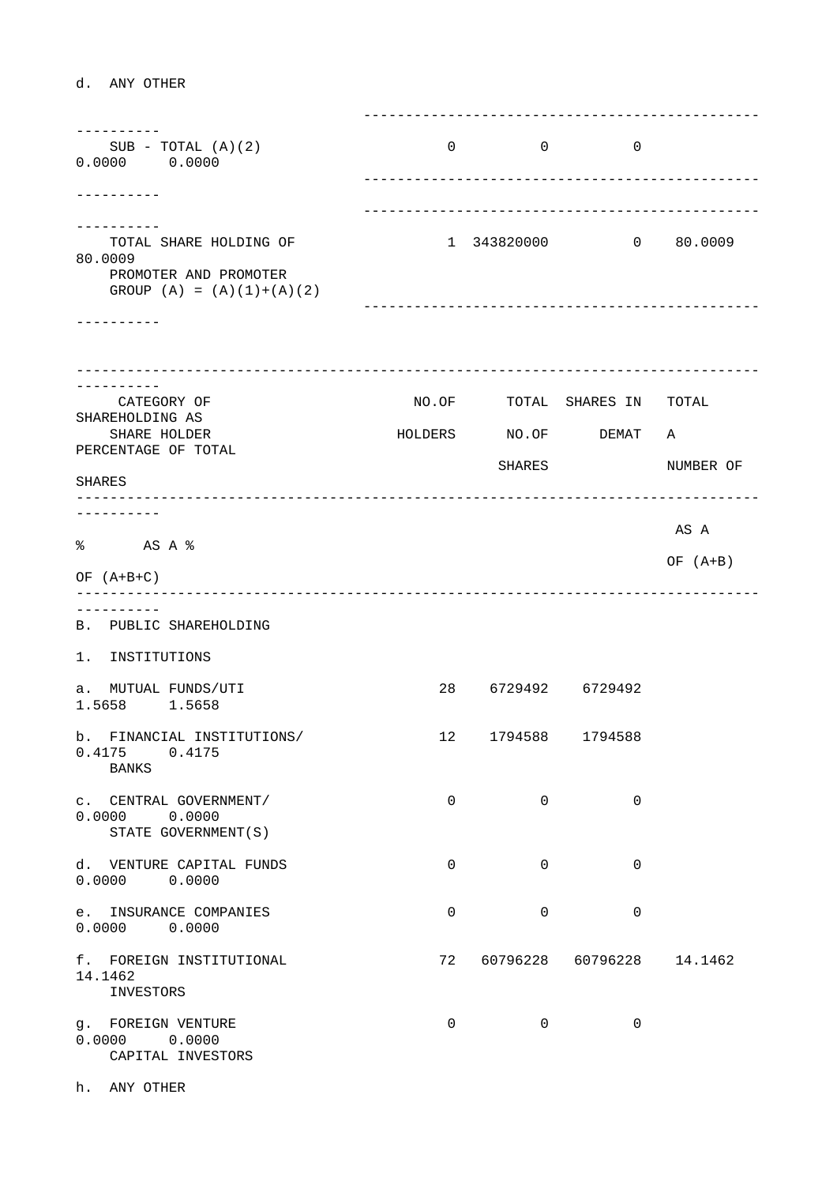d. ANY OTHER

| CATEGORY OF SHARE HOLDER | NO.OF HOLDERS | TOTAL NO.OF SHARES | SHARES IN DEMAT | TOTAL SHAREHOLDING AS A PERCENTAGE OF TOTAL NUMBER OF SHARES AS A % OF (A+B) | AS A % OF (A+B+C) |
|---|---|---|---|---|---|
| SUB - TOTAL (A)(2) | 0 | 0 | 0 | 0.0000 | 0.0000 |
| TOTAL SHARE HOLDING OF PROMOTER AND PROMOTER GROUP (A) = (A)(1)+(A)(2) | 1 | 343820000 | 0 | 80.0009 | 80.0009 |
| B. PUBLIC SHAREHOLDING | | | | | |
| 1. INSTITUTIONS | | | | | |
| a. MUTUAL FUNDS/UTI | 28 | 6729492 | 6729492 | 1.5658 | 1.5658 |
| b. FINANCIAL INSTITUTIONS/ BANKS | 12 | 1794588 | 1794588 | 0.4175 | 0.4175 |
| c. CENTRAL GOVERNMENT/ STATE GOVERNMENT(S) | 0 | 0 | 0 | 0.0000 | 0.0000 |
| d. VENTURE CAPITAL FUNDS | 0 | 0 | 0 | 0.0000 | 0.0000 |
| e. INSURANCE COMPANIES | 0 | 0 | 0 | 0.0000 | 0.0000 |
| f. FOREIGN INSTITUTIONAL INVESTORS | 72 | 60796228 | 60796228 | 14.1462 | 14.1462 |
| g. FOREIGN VENTURE CAPITAL INVESTORS | 0 | 0 | 0 | 0.0000 | 0.0000 |
| h. ANY OTHER | | | | | |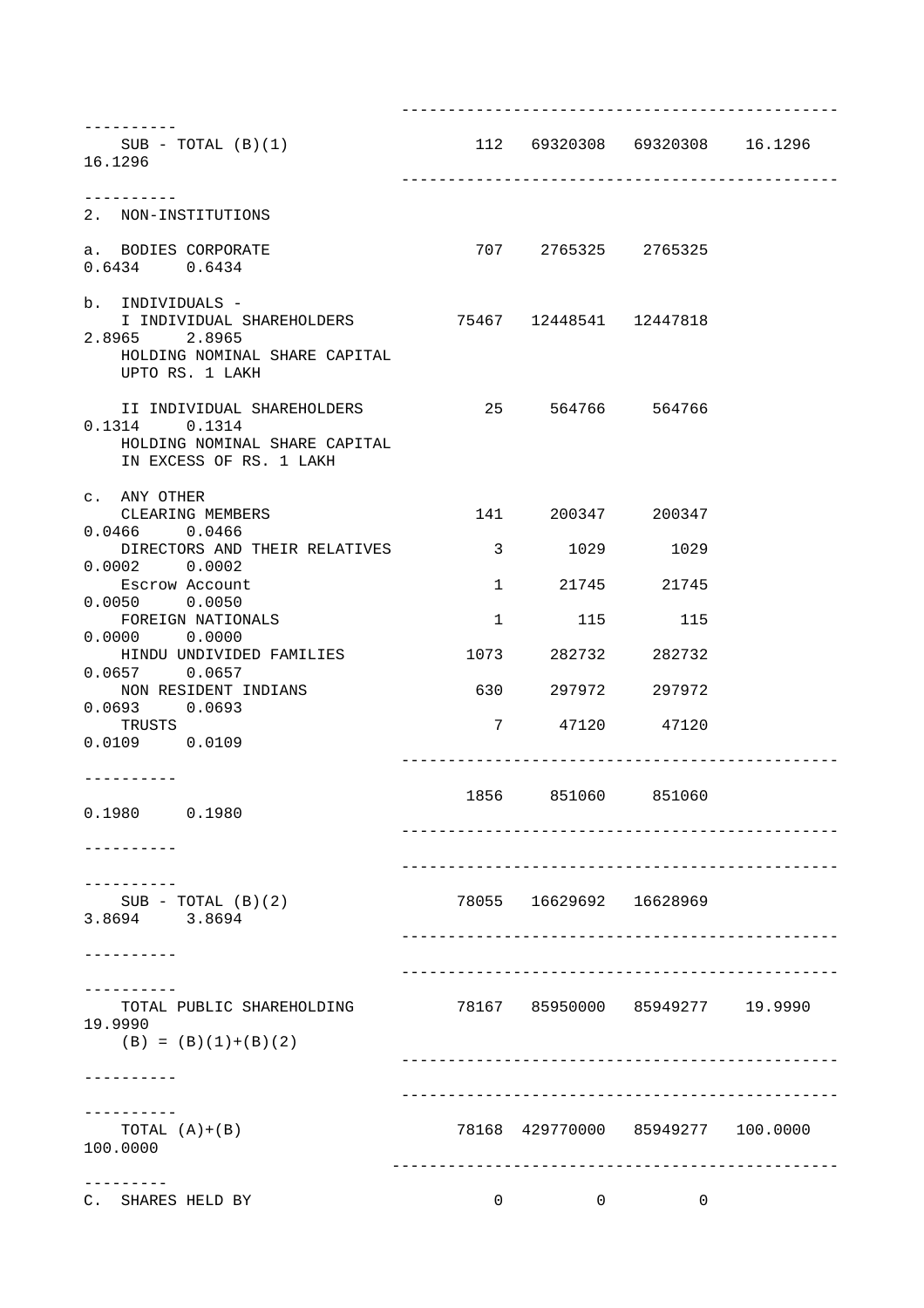| Category | No. of Shareholders | Total No. of Shares | No. of Shares held in Dematerialized Form | As a % of (A+B) | As a % of (A+B+C) |
|---|---|---|---|---|---|
| SUB - TOTAL (B)(1) | 112 | 69320308 | 69320308 | 16.1296 | 16.1296 |
| 2. NON-INSTITUTIONS | | | | | |
| a. BODIES CORPORATE | 707 | 2765325 | 2765325 | 0.6434 | 0.6434 |
| b. INDIVIDUALS - | | | | | |
| I INDIVIDUAL SHAREHOLDERS HOLDING NOMINAL SHARE CAPITAL UPTO RS. 1 LAKH | 75467 | 12448541 | 12447818 | 2.8965 | 2.8965 |
| II INDIVIDUAL SHAREHOLDERS HOLDING NOMINAL SHARE CAPITAL IN EXCESS OF RS. 1 LAKH | 25 | 564766 | 564766 | 0.1314 | 0.1314 |
| c. ANY OTHER | | | | | |
| CLEARING MEMBERS | 141 | 200347 | 200347 | 0.0466 | 0.0466 |
| DIRECTORS AND THEIR RELATIVES | 3 | 1029 | 1029 | 0.0002 | 0.0002 |
| Escrow Account | 1 | 21745 | 21745 | 0.0050 | 0.0050 |
| FOREIGN NATIONALS | 1 | 115 | 115 | 0.0000 | 0.0000 |
| HINDU UNDIVIDED FAMILIES | 1073 | 282732 | 282732 | 0.0657 | 0.0657 |
| NON RESIDENT INDIANS | 630 | 297972 | 297972 | 0.0693 | 0.0693 |
| TRUSTS | 7 | 47120 | 47120 | 0.0109 | 0.0109 |
| | 1856 | 851060 | 851060 | 0.1980 | 0.1980 |
| SUB - TOTAL (B)(2) | 78055 | 16629692 | 16628969 | 3.8694 | 3.8694 |
| TOTAL PUBLIC SHAREHOLDING (B) = (B)(1)+(B)(2) | 78167 | 85950000 | 85949277 | 19.9990 | 19.9990 |
| TOTAL (A)+(B) | 78168 | 429770000 | 85949277 | 100.0000 | 100.0000 |
| C. SHARES HELD BY | 0 | 0 | 0 | | |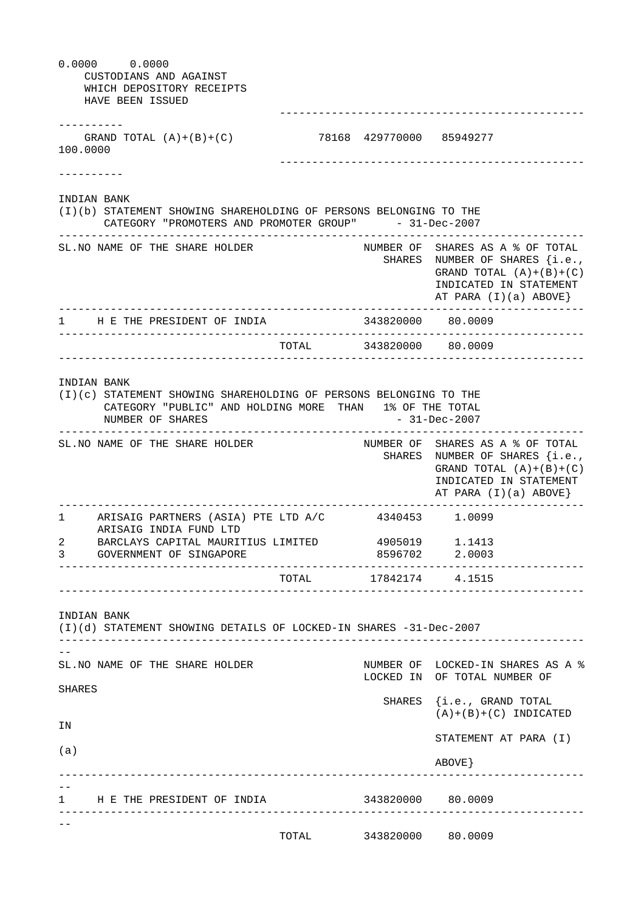| | | | | |
|---|---|---|---|---|
| CUSTODIANS AND AGAINST WHICH DEPOSITORY RECEIPTS HAVE BEEN ISSUED | | | 0.0000 | 0.0000 |
| GRAND TOTAL (A)+(B)+(C) | 78168 | 429770000 | 85949277 | 100.0000 |

INDIAN BANK

(I)(b) STATEMENT SHOWING SHAREHOLDING OF PERSONS BELONGING TO THE CATEGORY "PROMOTERS AND PROMOTER GROUP" - 31-Dec-2007

| SL.NO | NAME OF THE SHARE HOLDER | NUMBER OF SHARES | SHARES AS A % OF TOTAL NUMBER OF SHARES {i.e., GRAND TOTAL (A)+(B)+(C) INDICATED IN STATEMENT AT PARA (I)(a) ABOVE} |
|---|---|---|---|
| 1 | H E THE PRESIDENT OF INDIA | 343820000 | 80.0009 |
| | TOTAL | 343820000 | 80.0009 |

INDIAN BANK

(I)(c) STATEMENT SHOWING SHAREHOLDING OF PERSONS BELONGING TO THE CATEGORY "PUBLIC" AND HOLDING MORE THAN 1% OF THE TOTAL NUMBER OF SHARES - 31-Dec-2007

| SL.NO | NAME OF THE SHARE HOLDER | NUMBER OF SHARES | SHARES AS A % OF TOTAL NUMBER OF SHARES {i.e., GRAND TOTAL (A)+(B)+(C) INDICATED IN STATEMENT AT PARA (I)(a) ABOVE} |
|---|---|---|---|
| 1 | ARISAIG PARTNERS (ASIA) PTE LTD A/C ARISAIG INDIA FUND LTD | 4340453 | 1.0099 |
| 2 | BARCLAYS CAPITAL MAURITIUS LIMITED | 4905019 | 1.1413 |
| 3 | GOVERNMENT OF SINGAPORE | 8596702 | 2.0003 |
| | TOTAL | 17842174 | 4.1515 |

INDIAN BANK

(I)(d) STATEMENT SHOWING DETAILS OF LOCKED-IN SHARES -31-Dec-2007

| SL.NO | NAME OF THE SHARE HOLDER | NUMBER OF LOCKED IN SHARES | LOCKED-IN SHARES AS A % OF TOTAL NUMBER OF SHARES {i.e., GRAND TOTAL (A)+(B)+(C) INDICATED IN STATEMENT AT PARA (I)(a) ABOVE} |
|---|---|---|---|
| 1 | H E THE PRESIDENT OF INDIA | 343820000 | 80.0009 |
| | TOTAL | 343820000 | 80.0009 |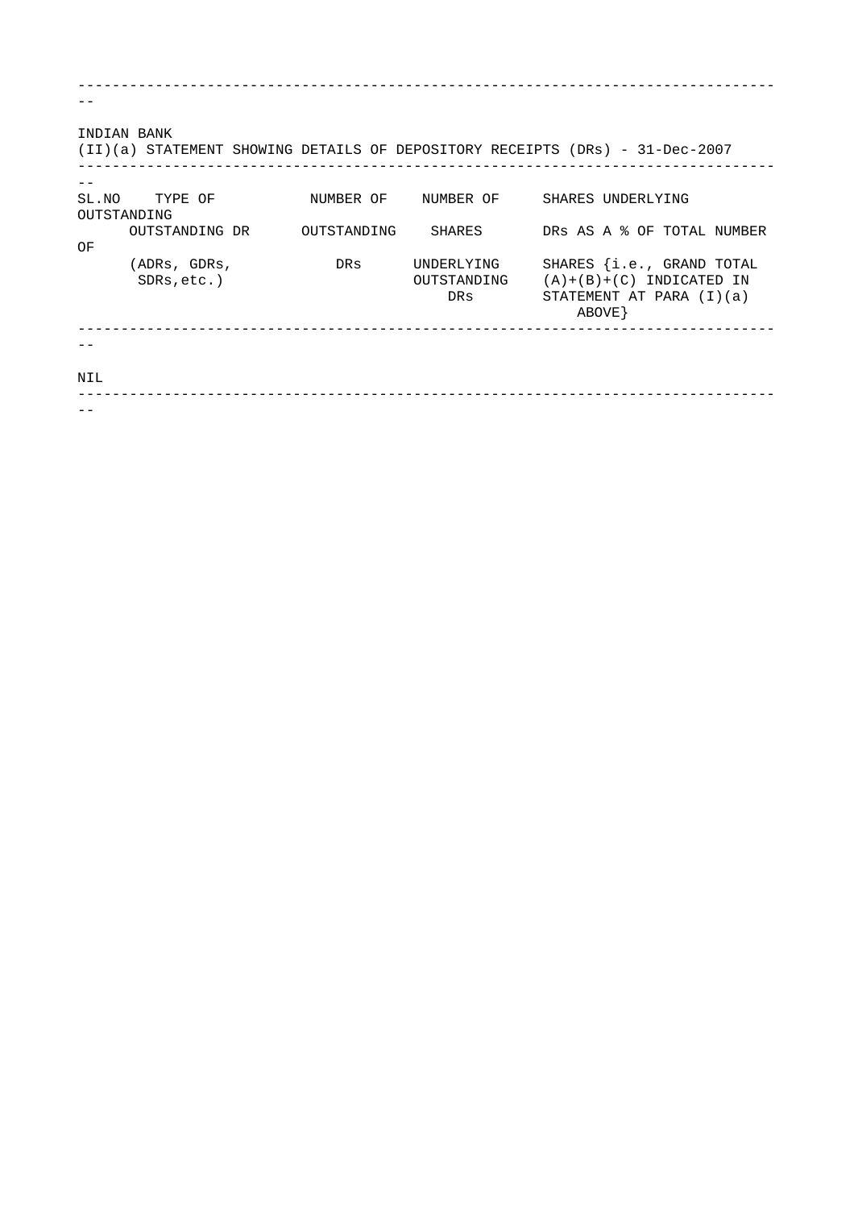INDIAN BANK

(II)(a) STATEMENT SHOWING DETAILS OF DEPOSITORY RECEIPTS (DRs) - 31-Dec-2007

| SL.NO | TYPE OF OUTSTANDING DR (ADRs, GDRs, SDRs,etc.) | NUMBER OF OUTSTANDING DRs | NUMBER OF SHARES UNDERLYING OUTSTANDING DRs | SHARES UNDERLYING OUTSTANDING DRs AS A % OF TOTAL NUMBER OF SHARES {i.e., GRAND TOTAL (A)+(B)+(C) INDICATED IN STATEMENT AT PARA (I)(a) ABOVE} |
| --- | --- | --- | --- | --- |
| NIL | | | | |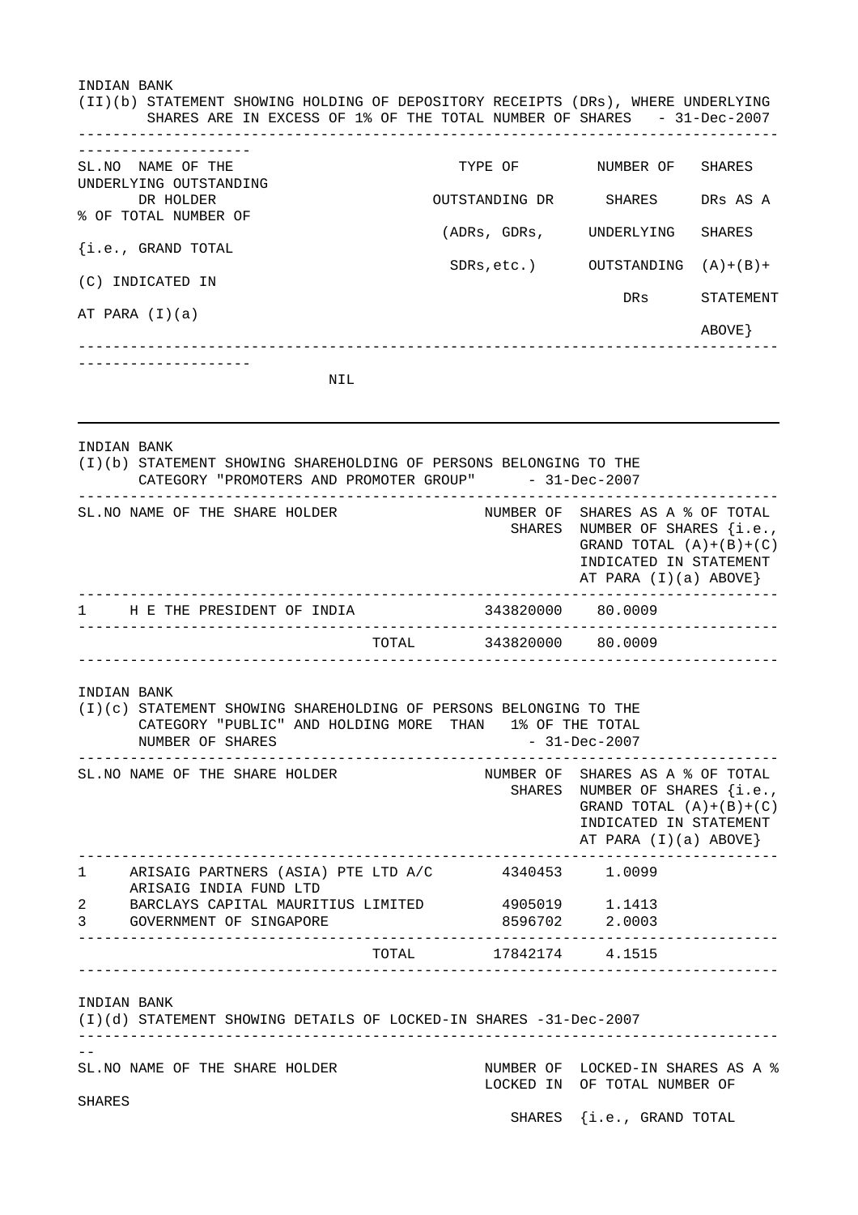INDIAN BANK

(II)(b) STATEMENT SHOWING HOLDING OF DEPOSITORY RECEIPTS (DRs), WHERE UNDERLYING SHARES ARE IN EXCESS OF 1% OF THE TOTAL NUMBER OF SHARES - 31-Dec-2007

| SL.NO | NAME OF THE DR HOLDER | TYPE OF OUTSTANDING DR (ADRs, GDRs, SDRs,etc.) | NUMBER OF SHARES UNDERLYING OUTSTANDING DRs | SHARES UNDERLYING OUTSTANDING DRs AS A % OF TOTAL NUMBER OF SHARES {i.e., GRAND TOTAL (A)+(B)+(C) INDICATED IN STATEMENT AT PARA (I)(a) ABOVE} |
|---|---|---|---|---|
| | NIL | | | |

INDIAN BANK

(I)(b) STATEMENT SHOWING SHAREHOLDING OF PERSONS BELONGING TO THE CATEGORY "PROMOTERS AND PROMOTER GROUP" - 31-Dec-2007

| SL.NO | NAME OF THE SHARE HOLDER | NUMBER OF SHARES | SHARES AS A % OF TOTAL NUMBER OF SHARES {i.e., GRAND TOTAL (A)+(B)+(C) INDICATED IN STATEMENT AT PARA (I)(a) ABOVE} |
|---|---|---|---|
| 1 | H E THE PRESIDENT OF INDIA | 343820000 | 80.0009 |
| | TOTAL | 343820000 | 80.0009 |

INDIAN BANK

(I)(c) STATEMENT SHOWING SHAREHOLDING OF PERSONS BELONGING TO THE CATEGORY "PUBLIC" AND HOLDING MORE THAN 1% OF THE TOTAL NUMBER OF SHARES - 31-Dec-2007

| SL.NO | NAME OF THE SHARE HOLDER | NUMBER OF SHARES | SHARES AS A % OF TOTAL NUMBER OF SHARES {i.e., GRAND TOTAL (A)+(B)+(C) INDICATED IN STATEMENT AT PARA (I)(a) ABOVE} |
|---|---|---|---|
| 1 | ARISAIG PARTNERS (ASIA) PTE LTD A/C ARISAIG INDIA FUND LTD | 4340453 | 1.0099 |
| 2 | BARCLAYS CAPITAL MAURITIUS LIMITED | 4905019 | 1.1413 |
| 3 | GOVERNMENT OF SINGAPORE | 8596702 | 2.0003 |
| | TOTAL | 17842174 | 4.1515 |

INDIAN BANK

(I)(d) STATEMENT SHOWING DETAILS OF LOCKED-IN SHARES -31-Dec-2007

| SL.NO | NAME OF THE SHARE HOLDER | NUMBER OF LOCKED IN SHARES | LOCKED-IN SHARES AS A % OF TOTAL NUMBER OF SHARES {i.e., GRAND TOTAL |
|---|---|---|---|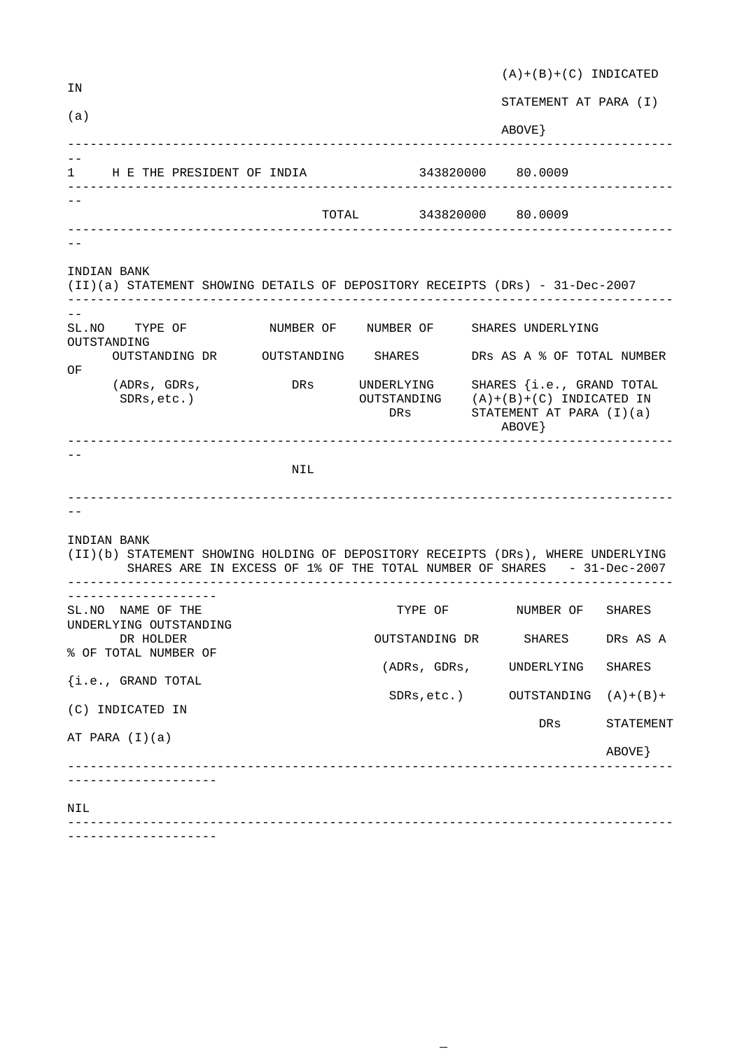| SL.NO | NAME OF THE SHAREHOLDER | NUMBER OF SHARES | SHARES AS A % OF TOTAL NUMBER OF SHARES {i.e., GRAND TOTAL (A)+(B)+(C) INDICATED IN STATEMENT AT PARA (I)(a) ABOVE} |
|---|---|---|---|
| 1 | H E THE PRESIDENT OF INDIA | 343820000 | 80.0009 |
| | TOTAL | 343820000 | 80.0009 |

INDIAN BANK

(II)(a) STATEMENT SHOWING DETAILS OF DEPOSITORY RECEIPTS (DRs) - 31-Dec-2007

| SL.NO | TYPE OF OUTSTANDING DR (ADRs, GDRs, SDRs,etc.) | NUMBER OF OUTSTANDING DRs | NUMBER OF SHARES UNDERLYING OUTSTANDING DRs | SHARES UNDERLYING OUTSTANDING DRs AS A % OF TOTAL NUMBER OF SHARES {i.e., GRAND TOTAL (A)+(B)+(C) INDICATED IN STATEMENT AT PARA (I)(a) ABOVE} |
|---|---|---|---|---|
| | | NIL | | |

INDIAN BANK

(II)(b) STATEMENT SHOWING HOLDING OF DEPOSITORY RECEIPTS (DRs), WHERE UNDERLYING SHARES ARE IN EXCESS OF 1% OF THE TOTAL NUMBER OF SHARES - 31-Dec-2007

| SL.NO | NAME OF THE DR HOLDER | TYPE OF OUTSTANDING DR (ADRs, GDRs, SDRs,etc.) | NUMBER OF SHARES UNDERLYING OUTSTANDING DRs | SHARES UNDERLYING OUTSTANDING DRs AS A % OF TOTAL NUMBER OF SHARES {i.e., GRAND TOTAL (A)+(B)+(C) INDICATED IN STATEMENT AT PARA (I)(a) ABOVE} |
|---|---|---|---|---|
| NIL | | | | |